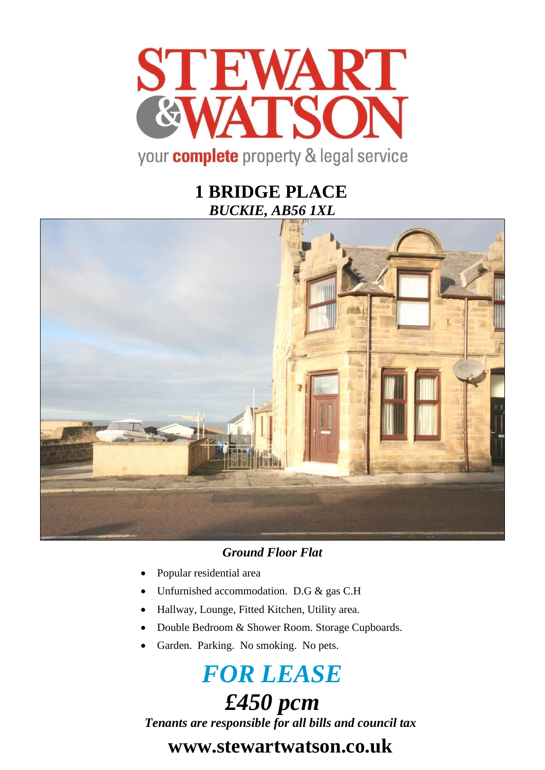STEWART & WATSON

your **complete** property & legal service

# 1 BRIDGE PLACE

***BUCKIE, AB56 1XL***

***Ground Floor Flat***

- Popular residential area
- Unfurnished accommodation. D.G & gas C.H
- Hallway, Lounge, Fitted Kitchen, Utility area.
- Double Bedroom & Shower Room. Storage Cupboards.
- Garden. Parking. No smoking. No pets.

# *FOR LEASE*

## *£450 pcm*

***Tenants are responsible for all bills and council tax***

## www.stewartwatson.co.uk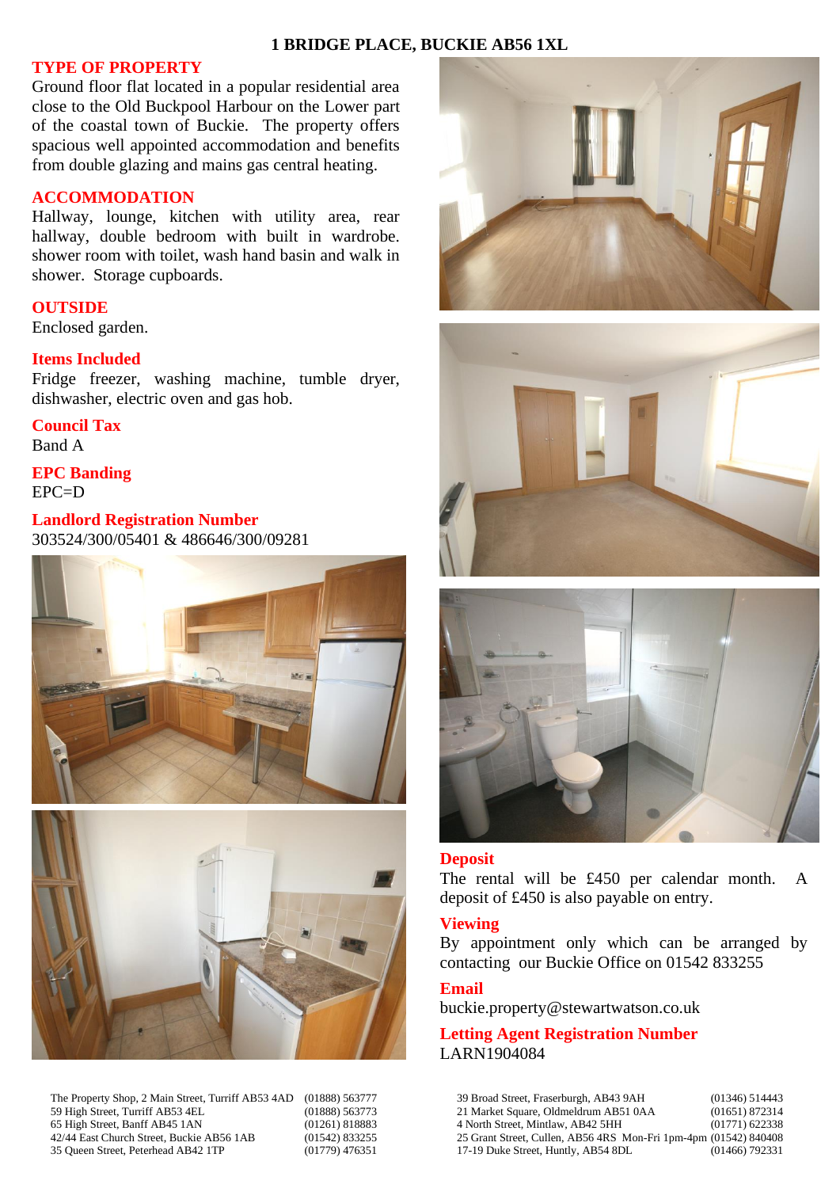# 1 BRIDGE PLACE, BUCKIE AB56 1XL

## TYPE OF PROPERTY

Ground floor flat located in a popular residential area close to the Old Buckpool Harbour on the Lower part of the coastal town of Buckie. The property offers spacious well appointed accommodation and benefits from double glazing and mains gas central heating.

## ACCOMMODATION

Hallway, lounge, kitchen with utility area, rear hallway, double bedroom with built in wardrobe. shower room with toilet, wash hand basin and walk in shower. Storage cupboards.

## OUTSIDE

Enclosed garden.

## Items Included

Fridge freezer, washing machine, tumble dryer, dishwasher, electric oven and gas hob.

## Council Tax

Band A

## EPC Banding

EPC=D

## Landlord Registration Number

303524/300/05401 & 486646/300/09281

## Deposit

The rental will be £450 per calendar month. A deposit of £450 is also payable on entry.

## Viewing

By appointment only which can be arranged by contacting our Buckie Office on 01542 833255

## Email

buckie.property@stewartwatson.co.uk

## Letting Agent Registration Number

LARN1904084

| | |
|---|---|
| The Property Shop, 2 Main Street, Turriff AB53 4AD | (01888) 563777 |
| 59 High Street, Turriff AB53 4EL | (01888) 563773 |
| 65 High Street, Banff AB45 1AN | (01261) 818883 |
| 42/44 East Church Street, Buckie AB56 1AB | (01542) 833255 |
| 35 Queen Street, Peterhead AB42 1TP | (01779) 476351 |
| 39 Broad Street, Fraserburgh, AB43 9AH | (01346) 514443 |
| 21 Market Square, Oldmeldrum AB51 0AA | (01651) 872314 |
| 4 North Street, Mintlaw, AB42 5HH | (01771) 622338 |
| 25 Grant Street, Cullen, AB56 4RS Mon-Fri 1pm-4pm | (01542) 840408 |
| 17-19 Duke Street, Huntly, AB54 8DL | (01466) 792331 |